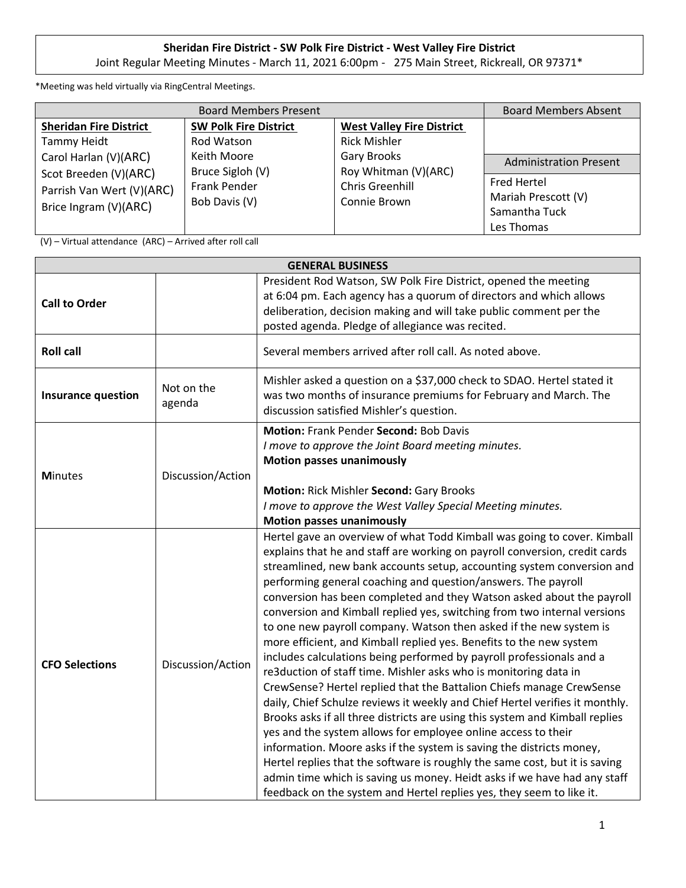**Sheridan Fire District - SW Polk Fire District - West Valley Fire District**

Joint Regular Meeting Minutes - March 11, 2021 6:00pm - 275 Main Street, Rickreall, OR 97371*

*Meeting was held virtually via RingCentral Meetings.

| Board Members Present | | | Board Members Absent |
|---|---|---|---|
| **Sheridan Fire District**<br>Tammy Heidt<br>Carol Harlan (V)(ARC)<br>Scot Breeden (V)(ARC)<br>Parrish Van Wert (V)(ARC)<br>Brice Ingram (V)(ARC) | **SW Polk Fire District**<br>Rod Watson<br>Keith Moore<br>Bruce Sigloh (V)<br>Frank Pender<br>Bob Davis (V) | **West Valley Fire District**<br>Rick Mishler<br>Gary Brooks<br>Roy Whitman (V)(ARC)<br>Chris Greenhill<br>Connie Brown | <br>**Administration Present**<br>Fred Hertel<br>Mariah Prescott (V)<br>Samantha Tuck<br>Les Thomas |

(V) – Virtual attendance (ARC) – Arrived after roll call

| GENERAL BUSINESS | | |
|---|---|---|
| **Call to Order** | | President Rod Watson, SW Polk Fire District, opened the meeting at 6:04 pm. Each agency has a quorum of directors and which allows deliberation, decision making and will take public comment per the posted agenda. Pledge of allegiance was recited. |
| **Roll call** | | Several members arrived after roll call. As noted above. |
| **Insurance question** | Not on the agenda | Mishler asked a question on a $37,000 check to SDAO. Hertel stated it was two months of insurance premiums for February and March. The discussion satisfied Mishler's question. |
| **M**inutes | Discussion/Action | **Motion:** Frank Pender **Second:** Bob Davis<br>*I move to approve the Joint Board meeting minutes.*<br>**Motion passes unanimously**<br><br>**Motion:** Rick Mishler **Second:** Gary Brooks<br>*I move to approve the West Valley Special Meeting minutes.*<br>**Motion passes unanimously** |
| **CFO Selections** | Discussion/Action | Hertel gave an overview of what Todd Kimball was going to cover. Kimball explains that he and staff are working on payroll conversion, credit cards streamlined, new bank accounts setup, accounting system conversion and performing general coaching and question/answers. The payroll conversion has been completed and they Watson asked about the payroll conversion and Kimball replied yes, switching from two internal versions to one new payroll company. Watson then asked if the new system is more efficient, and Kimball replied yes. Benefits to the new system includes calculations being performed by payroll professionals and a re3duction of staff time. Mishler asks who is monitoring data in CrewSense? Hertel replied that the Battalion Chiefs manage CrewSense daily, Chief Schulze reviews it weekly and Chief Hertel verifies it monthly. Brooks asks if all three districts are using this system and Kimball replies yes and the system allows for employee online access to their information. Moore asks if the system is saving the districts money, Hertel replies that the software is roughly the same cost, but it is saving admin time which is saving us money. Heidt asks if we have had any staff feedback on the system and Hertel replies yes, they seem to like it. |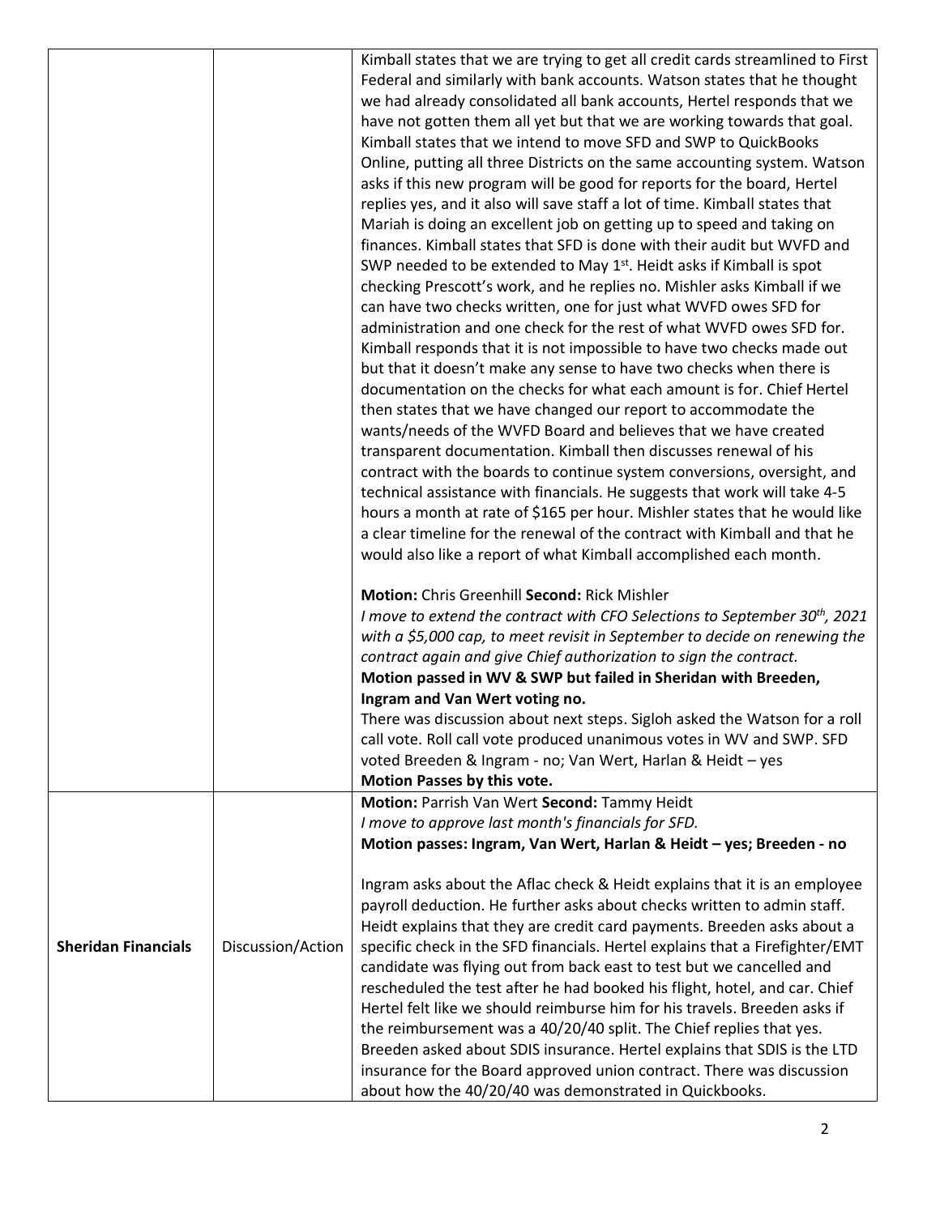| | | |
|---|---|---|
| | | Kimball states that we are trying to get all credit cards streamlined to First Federal and similarly with bank accounts. Watson states that he thought we had already consolidated all bank accounts, Hertel responds that we have not gotten them all yet but that we are working towards that goal. Kimball states that we intend to move SFD and SWP to QuickBooks Online, putting all three Districts on the same accounting system. Watson asks if this new program will be good for reports for the board, Hertel replies yes, and it also will save staff a lot of time. Kimball states that Mariah is doing an excellent job on getting up to speed and taking on finances. Kimball states that SFD is done with their audit but WVFD and SWP needed to be extended to May 1st. Heidt asks if Kimball is spot checking Prescott's work, and he replies no. Mishler asks Kimball if we can have two checks written, one for just what WVFD owes SFD for administration and one check for the rest of what WVFD owes SFD for. Kimball responds that it is not impossible to have two checks made out but that it doesn't make any sense to have two checks when there is documentation on the checks for what each amount is for. Chief Hertel then states that we have changed our report to accommodate the wants/needs of the WVFD Board and believes that we have created transparent documentation. Kimball then discusses renewal of his contract with the boards to continue system conversions, oversight, and technical assistance with financials. He suggests that work will take 4-5 hours a month at rate of $165 per hour. Mishler states that he would like a clear timeline for the renewal of the contract with Kimball and that he would also like a report of what Kimball accomplished each month.<br><br>**Motion:** Chris Greenhill **Second:** Rick Mishler<br>*I move to extend the contract with CFO Selections to September 30th, 2021 with a $5,000 cap, to meet revisit in September to decide on renewing the contract again and give Chief authorization to sign the contract.*<br>**Motion passed in WV & SWP but failed in Sheridan with Breeden, Ingram and Van Wert voting no.**<br>There was discussion about next steps. Sigloh asked the Watson for a roll call vote. Roll call vote produced unanimous votes in WV and SWP. SFD voted Breeden & Ingram - no; Van Wert, Harlan & Heidt – yes<br>**Motion Passes by this vote.** |
| **Sheridan Financials** | Discussion/Action | **Motion:** Parrish Van Wert **Second:** Tammy Heidt<br>*I move to approve last month's financials for SFD.*<br>**Motion passes: Ingram, Van Wert, Harlan & Heidt – yes; Breeden - no**<br><br>Ingram asks about the Aflac check & Heidt explains that it is an employee payroll deduction. He further asks about checks written to admin staff. Heidt explains that they are credit card payments. Breeden asks about a specific check in the SFD financials. Hertel explains that a Firefighter/EMT candidate was flying out from back east to test but we cancelled and rescheduled the test after he had booked his flight, hotel, and car. Chief Hertel felt like we should reimburse him for his travels. Breeden asks if the reimbursement was a 40/20/40 split. The Chief replies that yes. Breeden asked about SDIS insurance. Hertel explains that SDIS is the LTD insurance for the Board approved union contract. There was discussion about how the 40/20/40 was demonstrated in Quickbooks. |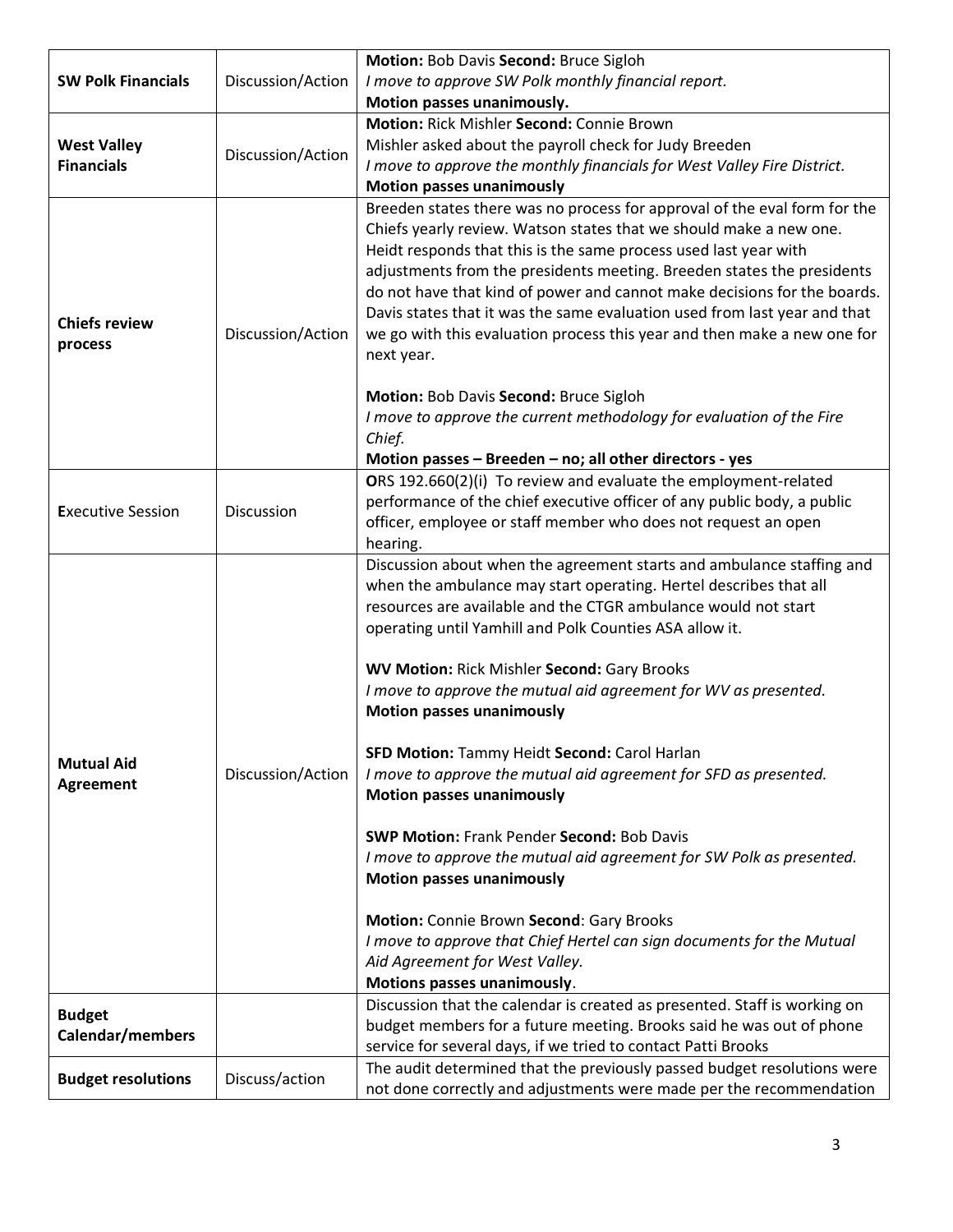| | | |
|---|---|---|
| **SW Polk Financials** | Discussion/Action | **Motion:** Bob Davis **Second:** Bruce Sigloh<br>*I move to approve SW Polk monthly financial report.*<br>**Motion passes unanimously.** |
| **West Valley Financials** | Discussion/Action | **Motion:** Rick Mishler **Second:** Connie Brown<br>Mishler asked about the payroll check for Judy Breeden<br>*I move to approve the monthly financials for West Valley Fire District.*<br>**Motion passes unanimously** |
| **Chiefs review process** | Discussion/Action | Breeden states there was no process for approval of the eval form for the Chiefs yearly review. Watson states that we should make a new one. Heidt responds that this is the same process used last year with adjustments from the presidents meeting. Breeden states the presidents do not have that kind of power and cannot make decisions for the boards. Davis states that it was the same evaluation used from last year and that we go with this evaluation process this year and then make a new one for next year.<br><br>**Motion:** Bob Davis **Second:** Bruce Sigloh<br>*I move to approve the current methodology for evaluation of the Fire Chief.*<br>**Motion passes – Breeden – no; all other directors - yes** |
| **E**xecutive Session | Discussion | **O**RS 192.660(2)(i) To review and evaluate the employment-related performance of the chief executive officer of any public body, a public officer, employee or staff member who does not request an open hearing. |
| **Mutual Aid Agreement** | Discussion/Action | Discussion about when the agreement starts and ambulance staffing and when the ambulance may start operating. Hertel describes that all resources are available and the CTGR ambulance would not start operating until Yamhill and Polk Counties ASA allow it.<br><br>**WV Motion:** Rick Mishler **Second:** Gary Brooks<br>*I move to approve the mutual aid agreement for WV as presented.*<br>**Motion passes unanimously**<br><br>**SFD Motion:** Tammy Heidt **Second:** Carol Harlan<br>*I move to approve the mutual aid agreement for SFD as presented.*<br>**Motion passes unanimously**<br><br>**SWP Motion:** Frank Pender **Second:** Bob Davis<br>*I move to approve the mutual aid agreement for SW Polk as presented.*<br>**Motion passes unanimously**<br><br>**Motion:** Connie Brown **Second**: Gary Brooks<br>*I move to approve that Chief Hertel can sign documents for the Mutual Aid Agreement for West Valley.*<br>**Motions passes unanimously**. |
| **Budget Calendar/members** | | Discussion that the calendar is created as presented. Staff is working on budget members for a future meeting. Brooks said he was out of phone service for several days, if we tried to contact Patti Brooks |
| **Budget resolutions** | Discuss/action | The audit determined that the previously passed budget resolutions were not done correctly and adjustments were made per the recommendation |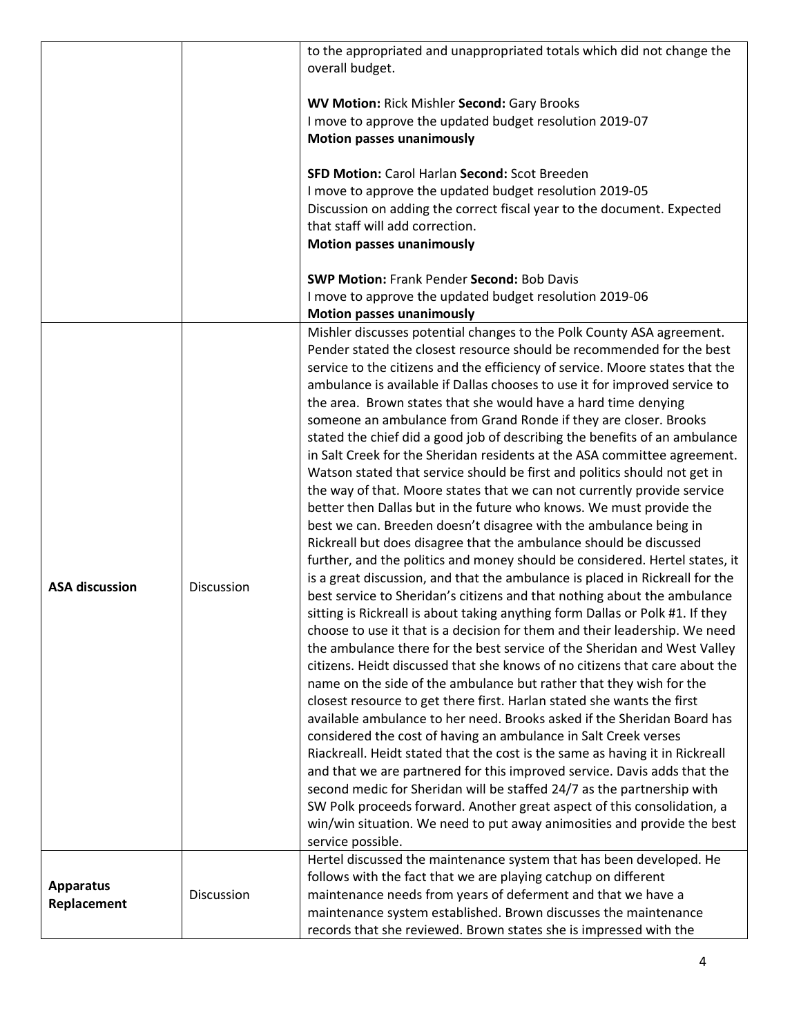| | | |
|---|---|---|
| | | to the appropriated and unappropriated totals which did not change the overall budget.<br><br>**WV Motion:** Rick Mishler **Second:** Gary Brooks<br>I move to approve the updated budget resolution 2019-07<br>**Motion passes unanimously**<br><br>**SFD Motion:** Carol Harlan **Second:** Scot Breeden<br>I move to approve the updated budget resolution 2019-05<br>Discussion on adding the correct fiscal year to the document. Expected that staff will add correction.<br>**Motion passes unanimously**<br><br>**SWP Motion:** Frank Pender **Second:** Bob Davis<br>I move to approve the updated budget resolution 2019-06<br>**Motion passes unanimously** |
| **ASA discussion** | Discussion | Mishler discusses potential changes to the Polk County ASA agreement. Pender stated the closest resource should be recommended for the best service to the citizens and the efficiency of service. Moore states that the ambulance is available if Dallas chooses to use it for improved service to the area. Brown states that she would have a hard time denying someone an ambulance from Grand Ronde if they are closer. Brooks stated the chief did a good job of describing the benefits of an ambulance in Salt Creek for the Sheridan residents at the ASA committee agreement. Watson stated that service should be first and politics should not get in the way of that. Moore states that we can not currently provide service better then Dallas but in the future who knows. We must provide the best we can. Breeden doesn't disagree with the ambulance being in Rickreall but does disagree that the ambulance should be discussed further, and the politics and money should be considered. Hertel states, it is a great discussion, and that the ambulance is placed in Rickreall for the best service to Sheridan's citizens and that nothing about the ambulance sitting is Rickreall is about taking anything form Dallas or Polk #1. If they choose to use it that is a decision for them and their leadership. We need the ambulance there for the best service of the Sheridan and West Valley citizens. Heidt discussed that she knows of no citizens that care about the name on the side of the ambulance but rather that they wish for the closest resource to get there first. Harlan stated she wants the first available ambulance to her need. Brooks asked if the Sheridan Board has considered the cost of having an ambulance in Salt Creek verses Riackreall. Heidt stated that the cost is the same as having it in Rickreall and that we are partnered for this improved service. Davis adds that the second medic for Sheridan will be staffed 24/7 as the partnership with SW Polk proceeds forward. Another great aspect of this consolidation, a win/win situation. We need to put away animosities and provide the best service possible. |
| **Apparatus Replacement** | Discussion | Hertel discussed the maintenance system that has been developed. He follows with the fact that we are playing catchup on different maintenance needs from years of deferment and that we have a maintenance system established. Brown discusses the maintenance records that she reviewed. Brown states she is impressed with the |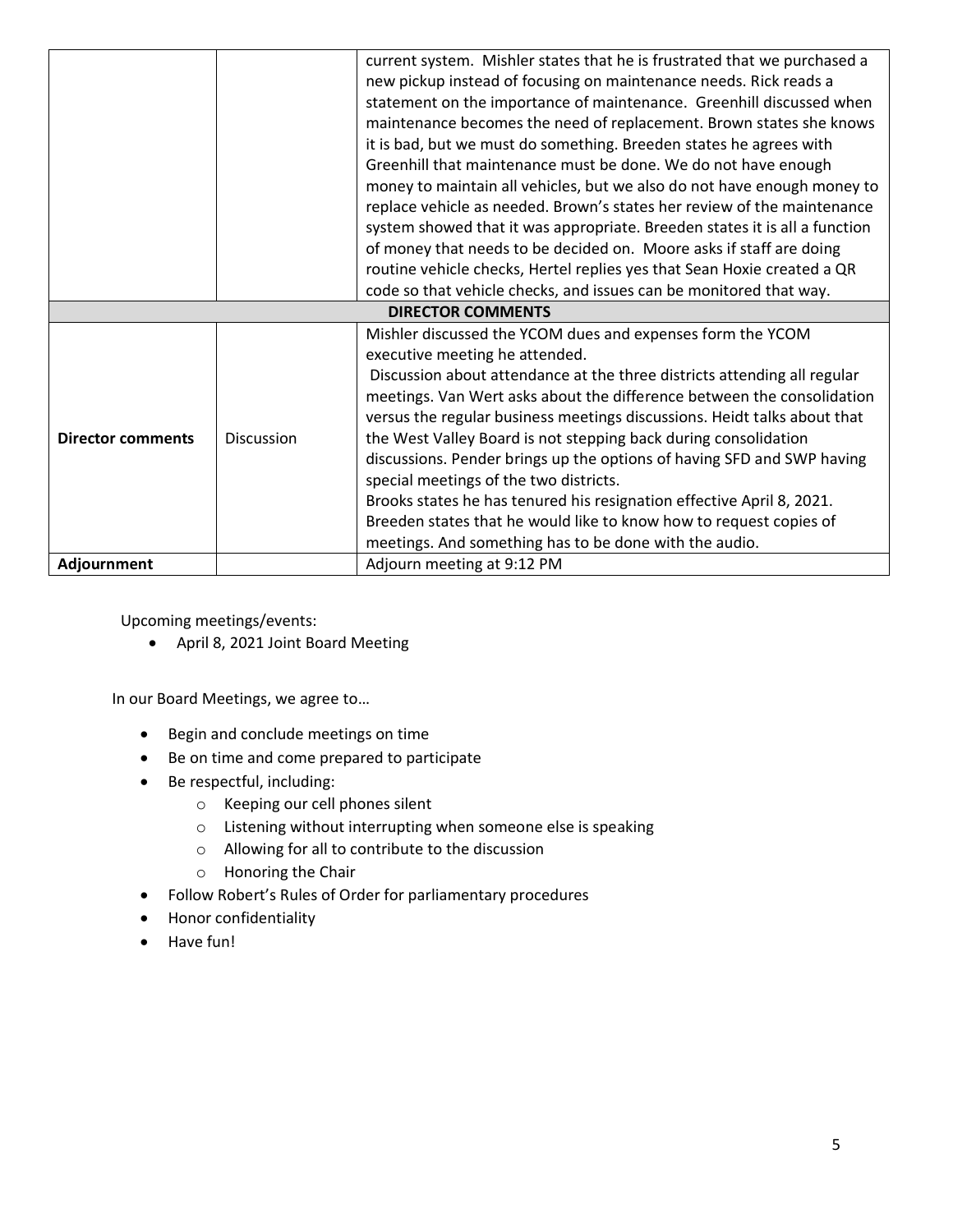| | | |
|---|---|---|
| | | current system. Mishler states that he is frustrated that we purchased a new pickup instead of focusing on maintenance needs. Rick reads a statement on the importance of maintenance. Greenhill discussed when maintenance becomes the need of replacement. Brown states she knows it is bad, but we must do something. Breeden states he agrees with Greenhill that maintenance must be done. We do not have enough money to maintain all vehicles, but we also do not have enough money to replace vehicle as needed. Brown's states her review of the maintenance system showed that it was appropriate. Breeden states it is all a function of money that needs to be decided on. Moore asks if staff are doing routine vehicle checks, Hertel replies yes that Sean Hoxie created a QR code so that vehicle checks, and issues can be monitored that way. |
| **DIRECTOR COMMENTS** | | |
| **Director comments** | Discussion | Mishler discussed the YCOM dues and expenses form the YCOM executive meeting he attended.<br>Discussion about attendance at the three districts attending all regular meetings. Van Wert asks about the difference between the consolidation versus the regular business meetings discussions. Heidt talks about that the West Valley Board is not stepping back during consolidation discussions. Pender brings up the options of having SFD and SWP having special meetings of the two districts.<br>Brooks states he has tenured his resignation effective April 8, 2021.<br>Breeden states that he would like to know how to request copies of meetings. And something has to be done with the audio. |
| **Adjournment** | | Adjourn meeting at 9:12 PM |

Upcoming meetings/events:

- April 8, 2021 Joint Board Meeting

In our Board Meetings, we agree to…

- Begin and conclude meetings on time
- Be on time and come prepared to participate
- Be respectful, including:
  - Keeping our cell phones silent
  - Listening without interrupting when someone else is speaking
  - Allowing for all to contribute to the discussion
  - Honoring the Chair
- Follow Robert's Rules of Order for parliamentary procedures
- Honor confidentiality
- Have fun!